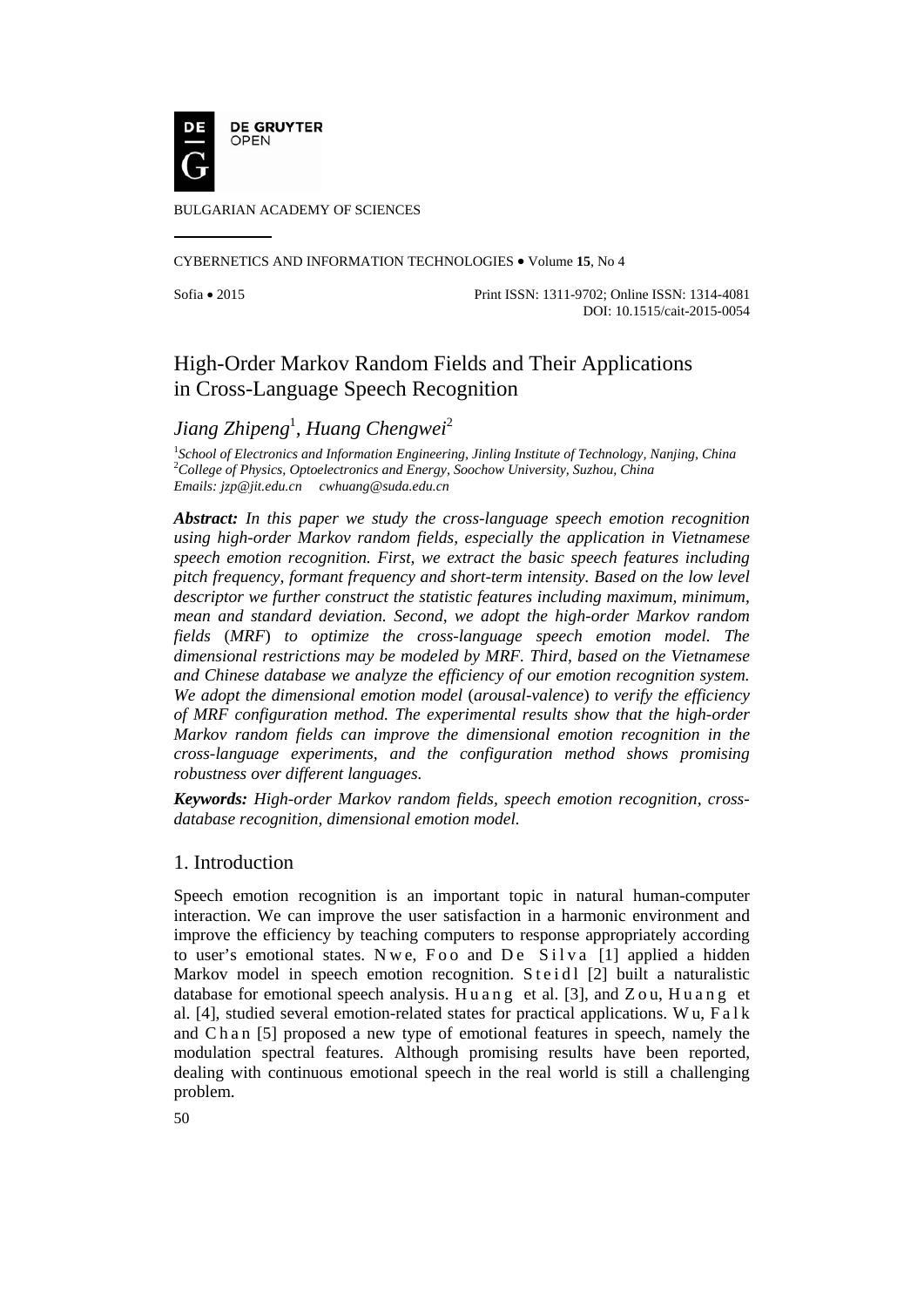BULGARIAN ACADEMY OF SCIENCES

CYBERNETICS AND INFORMATION TECHNOLOGIES • Volume **15**, No 4

Sofia • 2015 Print ISSN: 1311-9702; Online ISSN: 1314-4081
DOI: 10.1515/cait-2015-0054

# High-Order Markov Random Fields and Their Applications in Cross-Language Speech Recognition

*Jiang Zhipeng*[1], *Huang Chengwei*[2]

[1]*School of Electronics and Information Engineering, Jinling Institute of Technology, Nanjing, China*
[2]*College of Physics, Optoelectronics and Energy, Soochow University, Suzhou, China*
*Emails: jzp@jit.edu.cn cwhuang@suda.edu.cn*

***Abstract:*** *In this paper we study the cross-language speech emotion recognition using high-order Markov random fields, especially the application in Vietnamese speech emotion recognition. First, we extract the basic speech features including pitch frequency, formant frequency and short-term intensity. Based on the low level descriptor we further construct the statistic features including maximum, minimum, mean and standard deviation. Second, we adopt the high-order Markov random fields* (*MRF*) *to optimize the cross-language speech emotion model. The dimensional restrictions may be modeled by MRF. Third, based on the Vietnamese and Chinese database we analyze the efficiency of our emotion recognition system. We adopt the dimensional emotion model* (*arousal-valence*) *to verify the efficiency of MRF configuration method. The experimental results show that the high-order Markov random fields can improve the dimensional emotion recognition in the cross-language experiments, and the configuration method shows promising robustness over different languages.*

***Keywords:*** *High-order Markov random fields, speech emotion recognition, cross-database recognition, dimensional emotion model.*

## 1. Introduction

Speech emotion recognition is an important topic in natural human-computer interaction. We can improve the user satisfaction in a harmonic environment and improve the efficiency by teaching computers to response appropriately according to user's emotional states. Nwe, Foo and De Silva [1] applied a hidden Markov model in speech emotion recognition. Steidl [2] built a naturalistic database for emotional speech analysis. Huang et al. [3], and Zou, Huang et al. [4], studied several emotion-related states for practical applications. Wu, Falk and Chan [5] proposed a new type of emotional features in speech, namely the modulation spectral features. Although promising results have been reported, dealing with continuous emotional speech in the real world is still a challenging problem.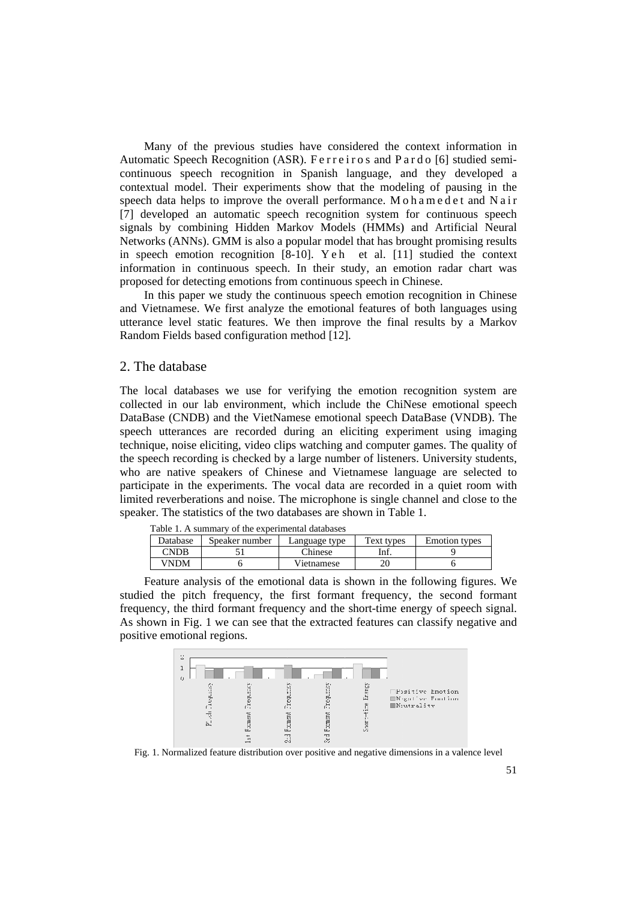Many of the previous studies have considered the context information in Automatic Speech Recognition (ASR). Ferreiros and Pardo [6] studied semi-continuous speech recognition in Spanish language, and they developed a contextual model. Their experiments show that the modeling of pausing in the speech data helps to improve the overall performance. Mohamed and Nair [7] developed an automatic speech recognition system for continuous speech signals by combining Hidden Markov Models (HMMs) and Artificial Neural Networks (ANNs). GMM is also a popular model that has brought promising results in speech emotion recognition [8-10]. Yeh et al. [11] studied the context information in continuous speech. In their study, an emotion radar chart was proposed for detecting emotions from continuous speech in Chinese.

In this paper we study the continuous speech emotion recognition in Chinese and Vietnamese. We first analyze the emotional features of both languages using utterance level static features. We then improve the final results by a Markov Random Fields based configuration method [12].

## 2. The database

The local databases we use for verifying the emotion recognition system are collected in our lab environment, which include the ChiNese emotional speech DataBase (CNDB) and the VietNamese emotional speech DataBase (VNDB). The speech utterances are recorded during an eliciting experiment using imaging technique, noise eliciting, video clips watching and computer games. The quality of the speech recording is checked by a large number of listeners. University students, who are native speakers of Chinese and Vietnamese language are selected to participate in the experiments. The vocal data are recorded in a quiet room with limited reverberations and noise. The microphone is single channel and close to the speaker. The statistics of the two databases are shown in Table 1.

Table 1. A summary of the experimental databases

| Database | Speaker number | Language type | Text types | Emotion types |
|---|---|---|---|---|
| CNDB | 51 | Chinese | Inf. | 9 |
| VNDM | 6 | Vietnamese | 20 | 6 |

Feature analysis of the emotional data is shown in the following figures. We studied the pitch frequency, the first formant frequency, the second formant frequency, the third formant frequency and the short-time energy of speech signal. As shown in Fig. 1 we can see that the extracted features can classify negative and positive emotional regions.

Fig. 1. Normalized feature distribution over positive and negative dimensions in a valence level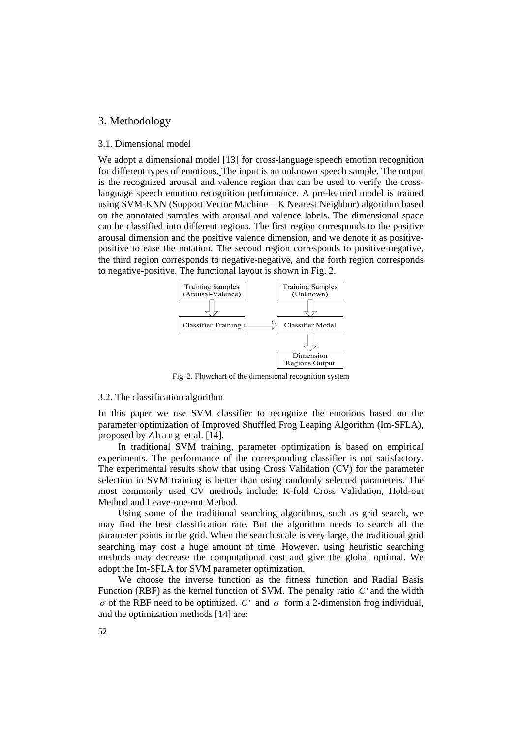## 3. Methodology

### 3.1. Dimensional model

We adopt a dimensional model [13] for cross-language speech emotion recognition for different types of emotions. The input is an unknown speech sample. The output is the recognized arousal and valence region that can be used to verify the cross-language speech emotion recognition performance. A pre-learned model is trained using SVM-KNN (Support Vector Machine – K Nearest Neighbor) algorithm based on the annotated samples with arousal and valence labels. The dimensional space can be classified into different regions. The first region corresponds to the positive arousal dimension and the positive valence dimension, and we denote it as positive-positive to ease the notation. The second region corresponds to positive-negative, the third region corresponds to negative-negative, and the forth region corresponds to negative-positive. The functional layout is shown in Fig. 2.

Training Samples (Arousal-Valence) → Classifier Training → Classifier Model

Training Samples (Unknown) → Classifier Model → Dimension Regions Output

Fig. 2. Flowchart of the dimensional recognition system

### 3.2. The classification algorithm

In this paper we use SVM classifier to recognize the emotions based on the parameter optimization of Improved Shuffled Frog Leaping Algorithm (Im-SFLA), proposed by Zhang et al. [14].

In traditional SVM training, parameter optimization is based on empirical experiments. The performance of the corresponding classifier is not satisfactory. The experimental results show that using Cross Validation (CV) for the parameter selection in SVM training is better than using randomly selected parameters. The most commonly used CV methods include: K-fold Cross Validation, Hold-out Method and Leave-one-out Method.

Using some of the traditional searching algorithms, such as grid search, we may find the best classification rate. But the algorithm needs to search all the parameter points in the grid. When the search scale is very large, the traditional grid searching may cost a huge amount of time. However, using heuristic searching methods may decrease the computational cost and give the global optimal. We adopt the Im-SFLA for SVM parameter optimization.

We choose the inverse function as the fitness function and Radial Basis Function (RBF) as the kernel function of SVM. The penalty ratio $C'$ and the width $\sigma$ of the RBF need to be optimized. $C'$ and $\sigma$ form a 2-dimension frog individual, and the optimization methods [14] are: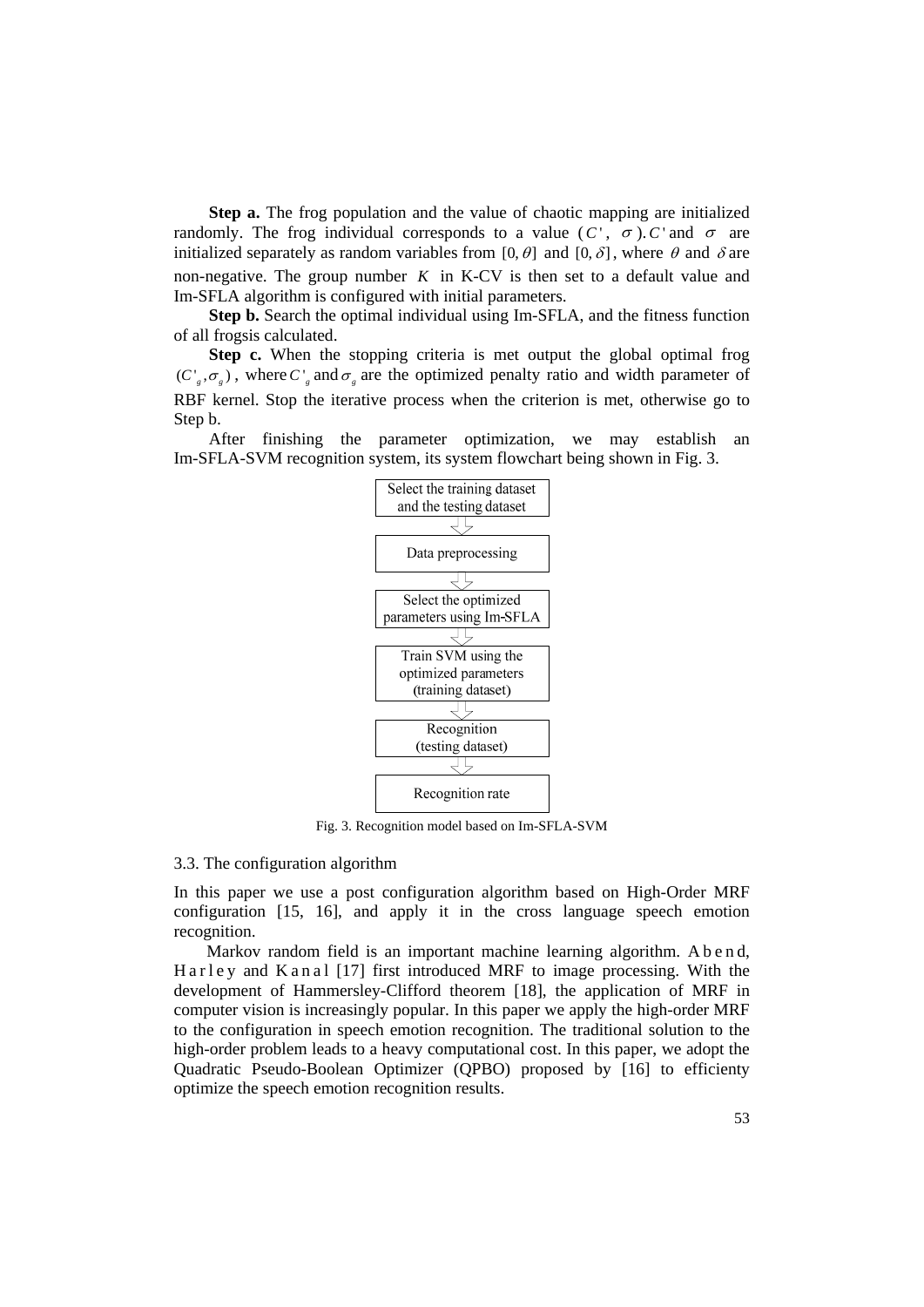**Step a.** The frog population and the value of chaotic mapping are initialized randomly. The frog individual corresponds to a value ($C'$, $\sigma$). $C'$ and $\sigma$ are initialized separately as random variables from $[0, \theta]$ and $[0, \delta]$, where $\theta$ and $\delta$ are non-negative. The group number $K$ in K-CV is then set to a default value and Im-SFLA algorithm is configured with initial parameters.

**Step b.** Search the optimal individual using Im-SFLA, and the fitness function of all frogsis calculated.

**Step c.** When the stopping criteria is met output the global optimal frog $(C'_g, \sigma_g)$, where $C'_g$ and $\sigma_g$ are the optimized penalty ratio and width parameter of RBF kernel. Stop the iterative process when the criterion is met, otherwise go to Step b.

After finishing the parameter optimization, we may establish an Im-SFLA-SVM recognition system, its system flowchart being shown in Fig. 3.

Select the training dataset and the testing dataset

Data preprocessing

Select the optimized parameters using Im-SFLA

Train SVM using the optimized parameters (training dataset)

Recognition (testing dataset)

Recognition rate

Fig. 3. Recognition model based on Im-SFLA-SVM

### 3.3. The configuration algorithm

In this paper we use a post configuration algorithm based on High-Order MRF configuration [15, 16], and apply it in the cross language speech emotion recognition.

Markov random field is an important machine learning algorithm. Abend, Harley and Kanal [17] first introduced MRF to image processing. With the development of Hammersley-Clifford theorem [18], the application of MRF in computer vision is increasingly popular. In this paper we apply the high-order MRF to the configuration in speech emotion recognition. The traditional solution to the high-order problem leads to a heavy computational cost. In this paper, we adopt the Quadratic Pseudo-Boolean Optimizer (QPBO) proposed by [16] to efficienty optimize the speech emotion recognition results.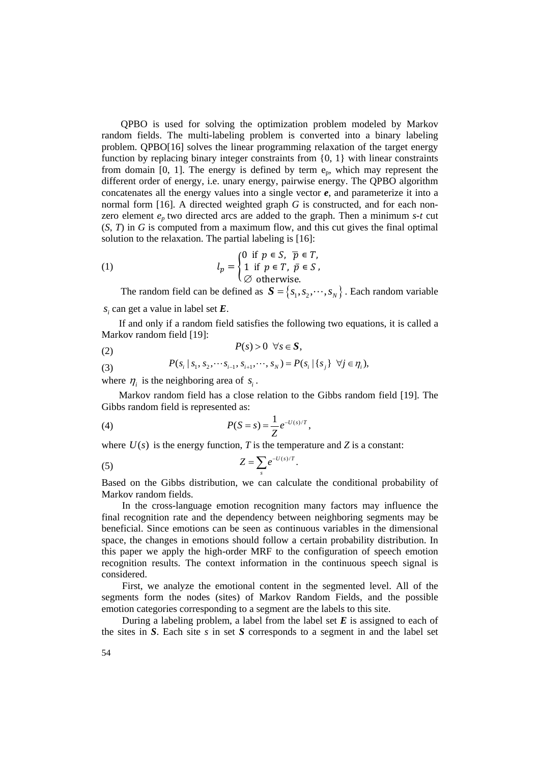QPBO is used for solving the optimization problem modeled by Markov random fields. The multi-labeling problem is converted into a binary labeling problem. QPBO[16] solves the linear programming relaxation of the target energy function by replacing binary integer constraints from {0, 1} with linear constraints from domain [0, 1]. The energy is defined by term $e_p$, which may represent the different order of energy, i.e. unary energy, pairwise energy. The QPBO algorithm concatenates all the energy values into a single vector $\boldsymbol{e}$, and parameterize it into a normal form [16]. A directed weighted graph $G$ is constructed, and for each non-zero element $e_p$ two directed arcs are added to the graph. Then a minimum *s-t* cut $(S, T)$ in $G$ is computed from a maximum flow, and this cut gives the final optimal solution to the relaxation. The partial labeling is [16]:

$$l_p = \begin{cases} 0 & \text{if } p \in S,\ \bar{p} \in T, \\ 1 & \text{if } p \in T,\ \bar{p} \in S, \\ \varnothing & \text{otherwise.} \end{cases} \tag{1}$$

The random field can be defined as $\boldsymbol{S} = \{s_1, s_2, \cdots, s_N\}$. Each random variable $s_i$ can get a value in label set $\boldsymbol{E}$.

If and only if a random field satisfies the following two equations, it is called a Markov random field [19]:

$$P(s) > 0 \quad \forall s \in \boldsymbol{S}, \tag{2}$$

$$P(s_i \mid s_1, s_2, \cdots s_{i-1}, s_{i+1}, \cdots, s_N) = P(s_i \mid \{s_j\} \ \forall j \in \eta_i), \tag{3}$$

where $\eta_i$ is the neighboring area of $s_i$.

Markov random field has a close relation to the Gibbs random field [19]. The Gibbs random field is represented as:

$$P(S = s) = \frac{1}{Z} e^{-U(s)/T}, \tag{4}$$

where $U(s)$ is the energy function, $T$ is the temperature and $Z$ is a constant:

$$Z = \sum_{s} e^{-U(s)/T}. \tag{5}$$

Based on the Gibbs distribution, we can calculate the conditional probability of Markov random fields.

In the cross-language emotion recognition many factors may influence the final recognition rate and the dependency between neighboring segments may be beneficial. Since emotions can be seen as continuous variables in the dimensional space, the changes in emotions should follow a certain probability distribution. In this paper we apply the high-order MRF to the configuration of speech emotion recognition results. The context information in the continuous speech signal is considered.

First, we analyze the emotional content in the segmented level. All of the segments form the nodes (sites) of Markov Random Fields, and the possible emotion categories corresponding to a segment are the labels to this site.

During a labeling problem, a label from the label set $\boldsymbol{E}$ is assigned to each of the sites in $\boldsymbol{S}$. Each site $s$ in set $\boldsymbol{S}$ corresponds to a segment in and the label set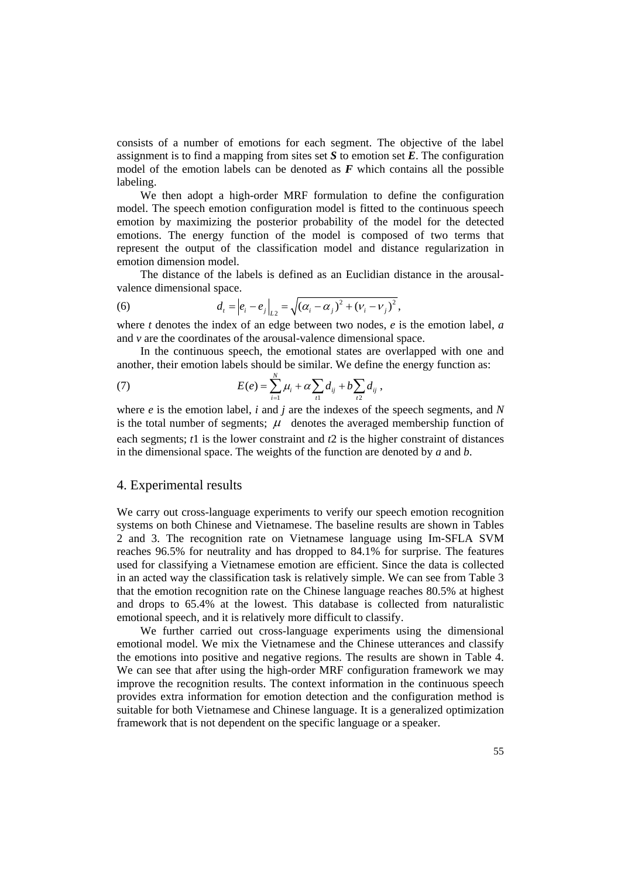consists of a number of emotions for each segment. The objective of the label assignment is to find a mapping from sites set ***S*** to emotion set ***E***. The configuration model of the emotion labels can be denoted as ***F*** which contains all the possible labeling.

We then adopt a high-order MRF formulation to define the configuration model. The speech emotion configuration model is fitted to the continuous speech emotion by maximizing the posterior probability of the model for the detected emotions. The energy function of the model is composed of two terms that represent the output of the classification model and distance regularization in emotion dimension model.

The distance of the labels is defined as an Euclidian distance in the arousal-valence dimensional space.

$$d_t = \left| e_i - e_j \right|_{L2} = \sqrt{(\alpha_i - \alpha_j)^2 + (\nu_i - \nu_j)^2}, \tag{6}$$

where $t$ denotes the index of an edge between two nodes, $e$ is the emotion label, $a$ and $v$ are the coordinates of the arousal-valence dimensional space.

In the continuous speech, the emotional states are overlapped with one and another, their emotion labels should be similar. We define the energy function as:

$$E(e) = \sum_{i=1}^{N} \mu_i + \alpha \sum_{t1} d_{ij} + b \sum_{t2} d_{ij}, \tag{7}$$

where $e$ is the emotion label, $i$ and $j$ are the indexes of the speech segments, and $N$ is the total number of segments; $\mu$ denotes the averaged membership function of each segments; $t1$ is the lower constraint and $t2$ is the higher constraint of distances in the dimensional space. The weights of the function are denoted by $a$ and $b$.

## 4. Experimental results

We carry out cross-language experiments to verify our speech emotion recognition systems on both Chinese and Vietnamese. The baseline results are shown in Tables 2 and 3. The recognition rate on Vietnamese language using Im-SFLA SVM reaches 96.5% for neutrality and has dropped to 84.1% for surprise. The features used for classifying a Vietnamese emotion are efficient. Since the data is collected in an acted way the classification task is relatively simple. We can see from Table 3 that the emotion recognition rate on the Chinese language reaches 80.5% at highest and drops to 65.4% at the lowest. This database is collected from naturalistic emotional speech, and it is relatively more difficult to classify.

We further carried out cross-language experiments using the dimensional emotional model. We mix the Vietnamese and the Chinese utterances and classify the emotions into positive and negative regions. The results are shown in Table 4. We can see that after using the high-order MRF configuration framework we may improve the recognition results. The context information in the continuous speech provides extra information for emotion detection and the configuration method is suitable for both Vietnamese and Chinese language. It is a generalized optimization framework that is not dependent on the specific language or a speaker.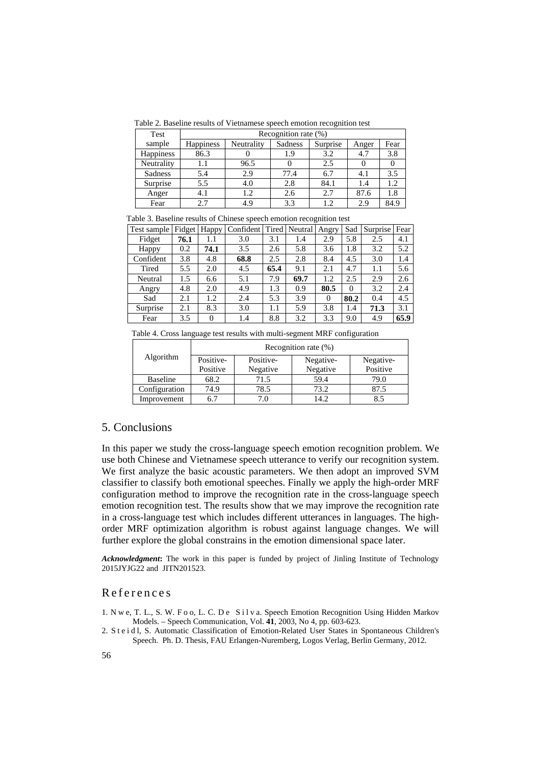Table 2. Baseline results of Vietnamese speech emotion recognition test

| Test sample | Recognition rate (%) | | | | | |
|---|---|---|---|---|---|---|
| | Happiness | Neutrality | Sadness | Surprise | Anger | Fear |
| Happiness | 86.3 | 0 | 1.9 | 3.2 | 4.7 | 3.8 |
| Neutrality | 1.1 | 96.5 | 0 | 2.5 | 0 | 0 |
| Sadness | 5.4 | 2.9 | 77.4 | 6.7 | 4.1 | 3.5 |
| Surprise | 5.5 | 4.0 | 2.8 | 84.1 | 1.4 | 1.2 |
| Anger | 4.1 | 1.2 | 2.6 | 2.7 | 87.6 | 1.8 |
| Fear | 2.7 | 4.9 | 3.3 | 1.2 | 2.9 | 84.9 |

Table 3. Baseline results of Chinese speech emotion recognition test

| Test sample | Fidget | Happy | Confident | Tired | Neutral | Angry | Sad | Surprise | Fear |
|---|---|---|---|---|---|---|---|---|---|
| Fidget | **76.1** | 1.1 | 3.0 | 3.1 | 1.4 | 2.9 | 5.8 | 2.5 | 4.1 |
| Happy | 0.2 | **74.1** | 3.5 | 2.6 | 5.8 | 3.6 | 1.8 | 3.2 | 5.2 |
| Confident | 3.8 | 4.8 | **68.8** | 2.5 | 2.8 | 8.4 | 4.5 | 3.0 | 1.4 |
| Tired | 5.5 | 2.0 | 4.5 | **65.4** | 9.1 | 2.1 | 4.7 | 1.1 | 5.6 |
| Neutral | 1.5 | 6.6 | 5.1 | 7.9 | **69.7** | 1.2 | 2.5 | 2.9 | 2.6 |
| Angry | 4.8 | 2.0 | 4.9 | 1.3 | 0.9 | **80.5** | 0 | 3.2 | 2.4 |
| Sad | 2.1 | 1.2 | 2.4 | 5.3 | 3.9 | 0 | **80.2** | 0.4 | 4.5 |
| Surprise | 2.1 | 8.3 | 3.0 | 1.1 | 5.9 | 3.8 | 1.4 | **71.3** | 3.1 |
| Fear | 3.5 | 0 | 1.4 | 8.8 | 3.2 | 3.3 | 9.0 | 4.9 | **65.9** |

Table 4. Cross language test results with multi-segment MRF configuration

| Algorithm | Recognition rate (%) | | | |
|---|---|---|---|---|
| | Positive-Positive | Positive-Negative | Negative-Negative | Negative-Positive |
| Baseline | 68.2 | 71.5 | 59.4 | 79.0 |
| Configuration | 74.9 | 78.5 | 73.2 | 87.5 |
| Improvement | 6.7 | 7.0 | 14.2 | 8.5 |

## 5. Conclusions

In this paper we study the cross-language speech emotion recognition problem. We use both Chinese and Vietnamese speech utterance to verify our recognition system. We first analyze the basic acoustic parameters. We then adopt an improved SVM classifier to classify both emotional speeches. Finally we apply the high-order MRF configuration method to improve the recognition rate in the cross-language speech emotion recognition test. The results show that we may improve the recognition rate in a cross-language test which includes different utterances in languages. The high-order MRF optimization algorithm is robust against language changes. We will further explore the global constrains in the emotion dimensional space later.

***Acknowledgment*:** The work in this paper is funded by project of Jinling Institute of Technology 2015JYJG22 and JITN201523.

## References

1. Nwe, T. L., S. W. Foo, L. C. De Silva. Speech Emotion Recognition Using Hidden Markov Models. – Speech Communication, Vol. **41**, 2003, No 4, pp. 603-623.
2. Steidl, S. Automatic Classification of Emotion-Related User States in Spontaneous Children's Speech. Ph. D. Thesis, FAU Erlangen-Nuremberg, Logos Verlag, Berlin Germany, 2012.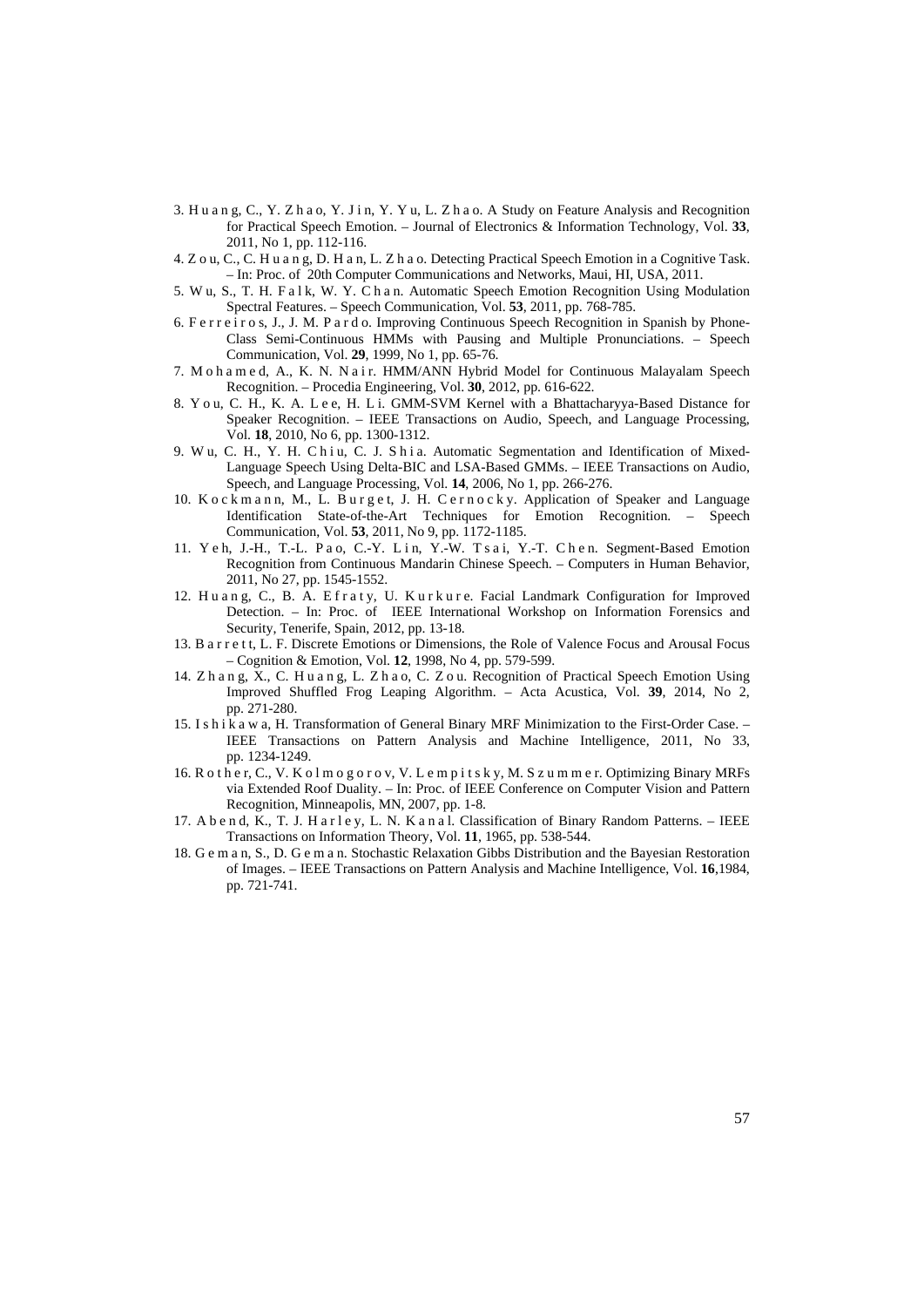3. H u a n g, C., Y. Z h a o, Y. J i n, Y. Y u, L. Z h a o. A Study on Feature Analysis and Recognition for Practical Speech Emotion. – Journal of Electronics & Information Technology, Vol. **33**, 2011, No 1, pp. 112-116.

4. Z o u, C., C. H u a n g, D. H a n, L. Z h a o. Detecting Practical Speech Emotion in a Cognitive Task. – In: Proc. of 20th Computer Communications and Networks, Maui, HI, USA, 2011.

5. W u, S., T. H. F a l k, W. Y. C h a n. Automatic Speech Emotion Recognition Using Modulation Spectral Features. – Speech Communication, Vol. **53**, 2011, pp. 768-785.

6. F e r r e i r o s, J., J. M. P a r d o. Improving Continuous Speech Recognition in Spanish by Phone-Class Semi-Continuous HMMs with Pausing and Multiple Pronunciations. – Speech Communication, Vol. **29**, 1999, No 1, pp. 65-76.

7. M o h a m e d, A., K. N. N a i r. HMM/ANN Hybrid Model for Continuous Malayalam Speech Recognition. – Procedia Engineering, Vol. **30**, 2012, pp. 616-622.

8. Y o u, C. H., K. A. L e e, H. L i. GMM-SVM Kernel with a Bhattacharyya-Based Distance for Speaker Recognition. – IEEE Transactions on Audio, Speech, and Language Processing, Vol. **18**, 2010, No 6, pp. 1300-1312.

9. W u, C. H., Y. H. C h i u, C. J. S h i a. Automatic Segmentation and Identification of Mixed-Language Speech Using Delta-BIC and LSA-Based GMMs. – IEEE Transactions on Audio, Speech, and Language Processing, Vol. **14**, 2006, No 1, pp. 266-276.

10. K o c k m a n n, M., L. B u r g e t, J. H. C e r n o c k y. Application of Speaker and Language Identification State-of-the-Art Techniques for Emotion Recognition. – Speech Communication, Vol. **53**, 2011, No 9, pp. 1172-1185.

11. Y e h, J.-H., T.-L. P a o, C.-Y. L i n, Y.-W. T s a i, Y.-T. C h e n. Segment-Based Emotion Recognition from Continuous Mandarin Chinese Speech. – Computers in Human Behavior, 2011, No 27, pp. 1545-1552.

12. H u a n g, C., B. A. E f r a t y, U. K u r k u r e. Facial Landmark Configuration for Improved Detection. – In: Proc. of IEEE International Workshop on Information Forensics and Security, Tenerife, Spain, 2012, pp. 13-18.

13. B a r r e t t, L. F. Discrete Emotions or Dimensions, the Role of Valence Focus and Arousal Focus – Cognition & Emotion, Vol. **12**, 1998, No 4, pp. 579-599.

14. Z h a n g, X., C. H u a n g, L. Z h a o, C. Z o u. Recognition of Practical Speech Emotion Using Improved Shuffled Frog Leaping Algorithm. – Acta Acustica, Vol. **39**, 2014, No 2, pp. 271-280.

15. I s h i k a w a, H. Transformation of General Binary MRF Minimization to the First-Order Case. – IEEE Transactions on Pattern Analysis and Machine Intelligence, 2011, No 33, pp. 1234-1249.

16. R o t h e r, C., V. K o l m o g o r o v, V. L e m p i t s k y, M. S z u m m e r. Optimizing Binary MRFs via Extended Roof Duality. – In: Proc. of IEEE Conference on Computer Vision and Pattern Recognition, Minneapolis, MN, 2007, pp. 1-8.

17. A b e n d, K., T. J. H a r l e y, L. N. K a n a l. Classification of Binary Random Patterns. – IEEE Transactions on Information Theory, Vol. **11**, 1965, pp. 538-544.

18. G e m a n, S., D. G e m a n. Stochastic Relaxation Gibbs Distribution and the Bayesian Restoration of Images. – IEEE Transactions on Pattern Analysis and Machine Intelligence, Vol. **16**,1984, pp. 721-741.